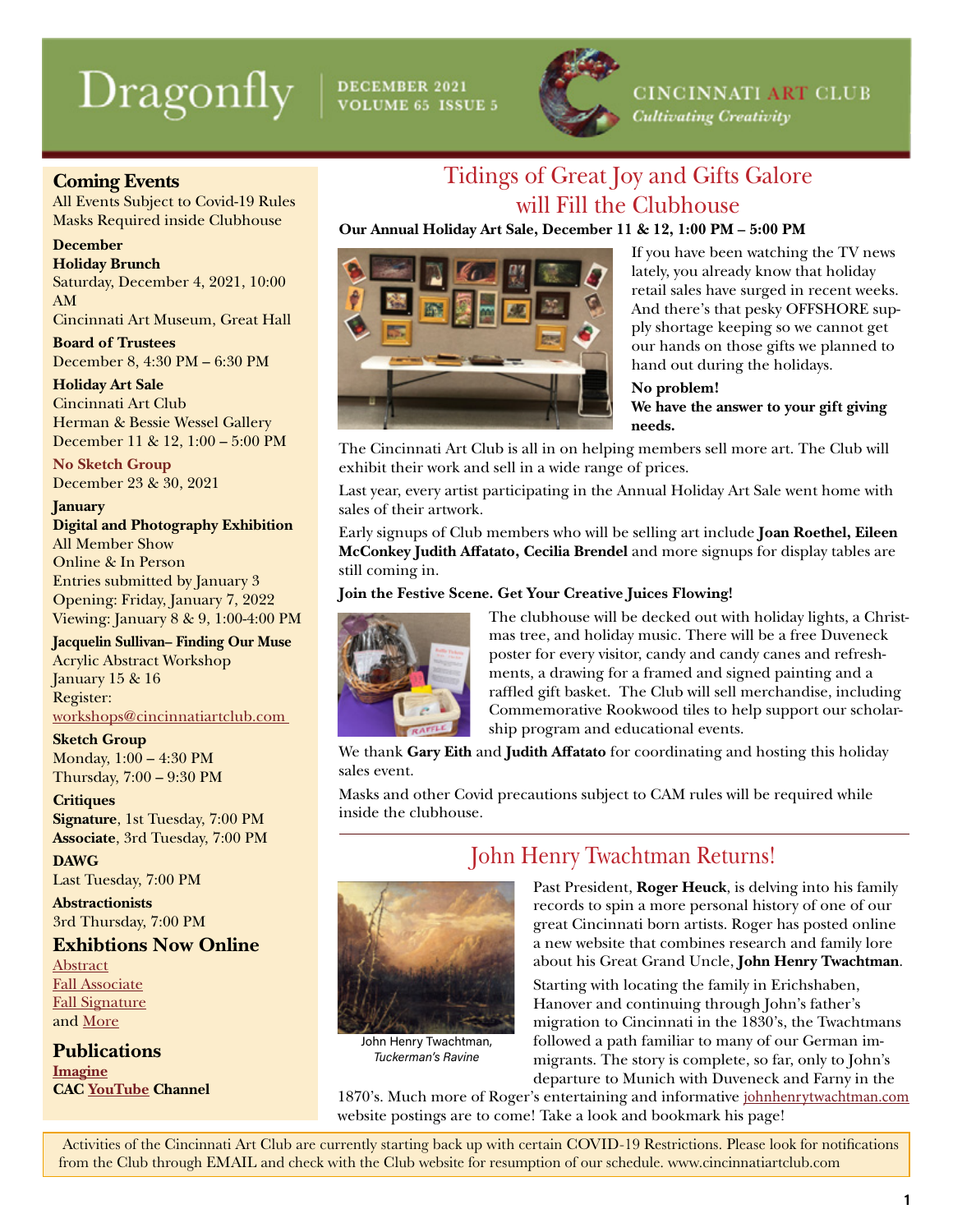# Dragonfly

DECEMBER 2021
VOLUME 65 ISSUE 5

CINCINNATI ART CLUB
*Cultivating Creativity*

## Coming Events

All Events Subject to Covid-19 Rules
Masks Required inside Clubhouse

**December**

**Holiday Brunch**
Saturday, December 4, 2021, 10:00 AM
Cincinnati Art Museum, Great Hall

**Board of Trustees**
December 8, 4:30 PM – 6:30 PM

**Holiday Art Sale**
Cincinnati Art Club
Herman & Bessie Wessel Gallery
December 11 & 12, 1:00 – 5:00 PM

**No Sketch Group**
December 23 & 30, 2021

**January**

**Digital and Photography Exhibition**
All Member Show
Online & In Person
Entries submitted by January 3
Opening: Friday, January 7, 2022
Viewing: January 8 & 9, 1:00-4:00 PM

**Jacquelin Sullivan– Finding Our Muse**
Acrylic Abstract Workshop
January 15 & 16
Register:
workshops@cincinnatiartclub.com

**Sketch Group**
Monday, 1:00 – 4:30 PM
Thursday, 7:00 – 9:30 PM

**Critiques**
**Signature**, 1st Tuesday, 7:00 PM
**Associate**, 3rd Tuesday, 7:00 PM

**DAWG**
Last Tuesday, 7:00 PM

**Abstractionists**
3rd Thursday, 7:00 PM

## Exhibitions Now Online

Abstract
Fall Associate
Fall Signature
and More

## Publications

**Imagine**
**CAC YouTube Channel**

## Tidings of Great Joy and Gifts Galore will Fill the Clubhouse

**Our Annual Holiday Art Sale, December 11 & 12, 1:00 PM – 5:00 PM**

If you have been watching the TV news lately, you already know that holiday retail sales have surged in recent weeks. And there's that pesky OFFSHORE supply shortage keeping so we cannot get our hands on those gifts we planned to hand out during the holidays.

**No problem!**
**We have the answer to your gift giving needs.**

The Cincinnati Art Club is all in on helping members sell more art. The Club will exhibit their work and sell in a wide range of prices.

Last year, every artist participating in the Annual Holiday Art Sale went home with sales of their artwork.

Early signups of Club members who will be selling art include **Joan Roethel, Eileen McConkey Judith Affatato, Cecilia Brendel** and more signups for display tables are still coming in.

**Join the Festive Scene. Get Your Creative Juices Flowing!**

The clubhouse will be decked out with holiday lights, a Christmas tree, and holiday music. There will be a free Duveneck poster for every visitor, candy and candy canes and refreshments, a drawing for a framed and signed painting and a raffled gift basket. The Club will sell merchandise, including Commemorative Rookwood tiles to help support our scholarship program and educational events.

We thank **Gary Eith** and **Judith Affatato** for coordinating and hosting this holiday sales event.

Masks and other Covid precautions subject to CAM rules will be required while inside the clubhouse.

## John Henry Twachtman Returns!

John Henry Twachtman, *Tuckerman's Ravine*

Past President, **Roger Heuck**, is delving into his family records to spin a more personal history of one of our great Cincinnati born artists. Roger has posted online a new website that combines research and family lore about his Great Grand Uncle, **John Henry Twachtman**.

Starting with locating the family in Erichshaben, Hanover and continuing through John's father's migration to Cincinnati in the 1830's, the Twachtmans followed a path familiar to many of our German immigrants. The story is complete, so far, only to John's departure to Munich with Duveneck and Farny in the 1870's. Much more of Roger's entertaining and informative johnhenrytwachtman.com website postings are to come! Take a look and bookmark his page!

Activities of the Cincinnati Art Club are currently starting back up with certain COVID-19 Restrictions. Please look for notifications from the Club through EMAIL and check with the Club website for resumption of our schedule. www.cincinnatiartclub.com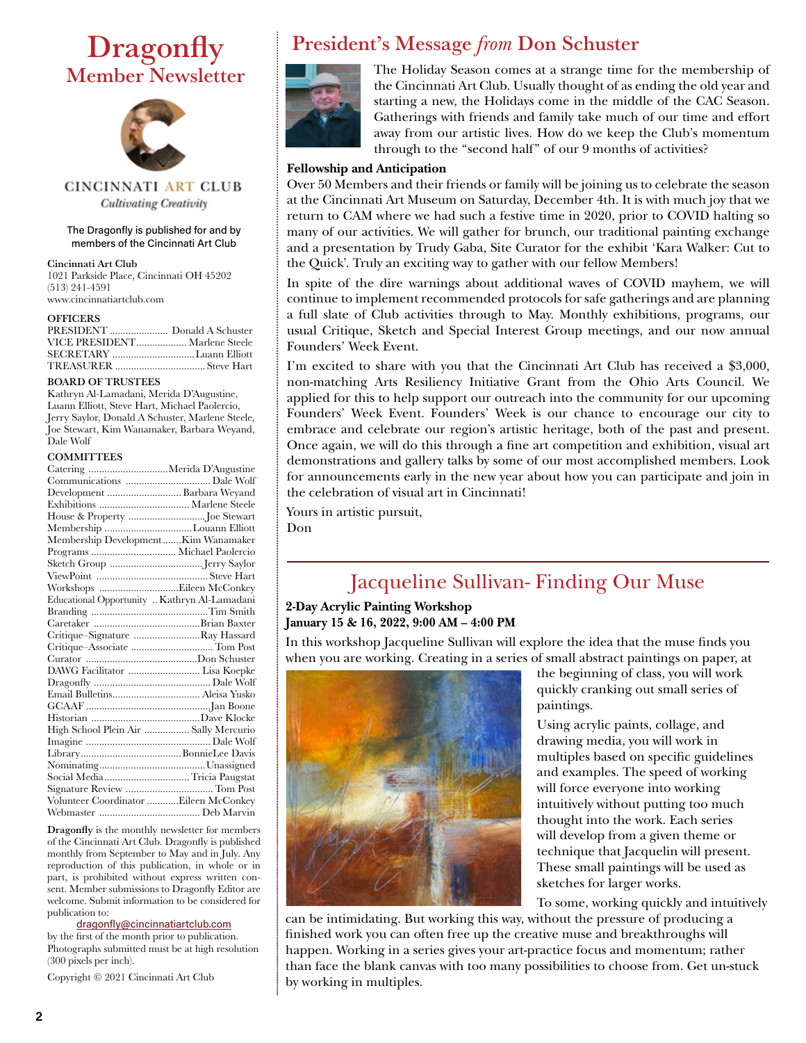# Dragonfly
## Member Newsletter

CINCINNATI ART CLUB
*Cultivating Creativity*

The Dragonfly is published for and by members of the Cincinnati Art Club

**Cincinnati Art Club**
1021 Parkside Place, Cincinnati OH 45202
(513) 241-4591
www.cincinnatiartclub.com

**OFFICERS**

| | |
|---|---|
| PRESIDENT | Donald A Schuster |
| VICE PRESIDENT | Marlene Steele |
| SECRETARY | Luann Elliott |
| TREASURER | Steve Hart |

**BOARD OF TRUSTEES**
Kathryn Al-Lamadani, Merida D'Augustine, Luann Elliott, Steve Hart, Michael Paolercio, Jerry Saylor, Donald A Schuster, Marlene Steele, Joe Stewart, Kim Wanamaker, Barbara Weyand, Dale Wolf

**COMMITTEES**

| | |
|---|---|
| Catering | Merida D'Augustine |
| Communications | Dale Wolf |
| Development | Barbara Weyand |
| Exhibitions | Marlene Steele |
| House & Property | Joe Stewart |
| Membership | Louann Elliott |
| Membership Development | Kim Wanamaker |
| Programs | Michael Paolercio |
| Sketch Group | Jerry Saylor |
| ViewPoint | Steve Hart |
| Workshops | Eileen McConkey |
| Educational Opportunity | Kathryn Al-Lamadani |
| Branding | Tim Smith |
| Caretaker | Brian Baxter |
| Critique–Signature | Ray Hassard |
| Critique–Associate | Tom Post |
| Curator | Don Schuster |
| DAWG Facilitator | Lisa Koepke |
| Dragonfly | Dale Wolf |
| Email Bulletins | Aleisa Yusko |
| GCAAF | Jan Boone |
| Historian | Dave Klocke |
| High School Plein Air | Sally Mercurio |
| Imagine | Dale Wolf |
| Library | BonnieLee Davis |
| Nominating | Unassigned |
| Social Media | Tricia Paugstat |
| Signature Review | Tom Post |
| Volunteer Coordinator | Eileen McConkey |
| Webmaster | Deb Marvin |

**Dragonfly** is the monthly newsletter for members of the Cincinnati Art Club. Dragonfly is published monthly from September to May and in July. Any reproduction of this publication, in whole or in part, is prohibited without express written consent. Member submissions to Dragonfly Editor are welcome. Submit information to be considered for publication to:
dragonfly@cincinnatiartclub.com
by the first of the month prior to publication. Photographs submitted must be at high resolution (300 pixels per inch).

Copyright © 2021 Cincinnati Art Club

## President's Message *from* Don Schuster

The Holiday Season comes at a strange time for the membership of the Cincinnati Art Club. Usually thought of as ending the old year and starting a new, the Holidays come in the middle of the CAC Season. Gatherings with friends and family take much of our time and effort away from our artistic lives. How do we keep the Club's momentum through to the "second half" of our 9 months of activities?

**Fellowship and Anticipation**

Over 50 Members and their friends or family will be joining us to celebrate the season at the Cincinnati Art Museum on Saturday, December 4th. It is with much joy that we return to CAM where we had such a festive time in 2020, prior to COVID halting so many of our activities. We will gather for brunch, our traditional painting exchange and a presentation by Trudy Gaba, Site Curator for the exhibit 'Kara Walker: Cut to the Quick'. Truly an exciting way to gather with our fellow Members!

In spite of the dire warnings about additional waves of COVID mayhem, we will continue to implement recommended protocols for safe gatherings and are planning a full slate of Club activities through to May. Monthly exhibitions, programs, our usual Critique, Sketch and Special Interest Group meetings, and our now annual Founders' Week Event.

I'm excited to share with you that the Cincinnati Art Club has received a $3,000, non-matching Arts Resiliency Initiative Grant from the Ohio Arts Council. We applied for this to help support our outreach into the community for our upcoming Founders' Week Event. Founders' Week is our chance to encourage our city to embrace and celebrate our region's artistic heritage, both of the past and present. Once again, we will do this through a fine art competition and exhibition, visual art demonstrations and gallery talks by some of our most accomplished members. Look for announcements early in the new year about how you can participate and join in the celebration of visual art in Cincinnati!

Yours in artistic pursuit,
Don

## Jacqueline Sullivan- Finding Our Muse

**2-Day Acrylic Painting Workshop**
**January 15 & 16, 2022, 9:00 AM – 4:00 PM**

In this workshop Jacqueline Sullivan will explore the idea that the muse finds you when you are working. Creating in a series of small abstract paintings on paper, at the beginning of class, you will work quickly cranking out small series of paintings.

Using acrylic paints, collage, and drawing media, you will work in multiples based on specific guidelines and examples. The speed of working will force everyone into working intuitively without putting too much thought into the work. Each series will develop from a given theme or technique that Jacquelin will present. These small paintings will be used as sketches for larger works.

To some, working quickly and intuitively can be intimidating. But working this way, without the pressure of producing a finished work you can often free up the creative muse and breakthroughs will happen. Working in a series gives your art-practice focus and momentum; rather than face the blank canvas with too many possibilities to choose from. Get un-stuck by working in multiples.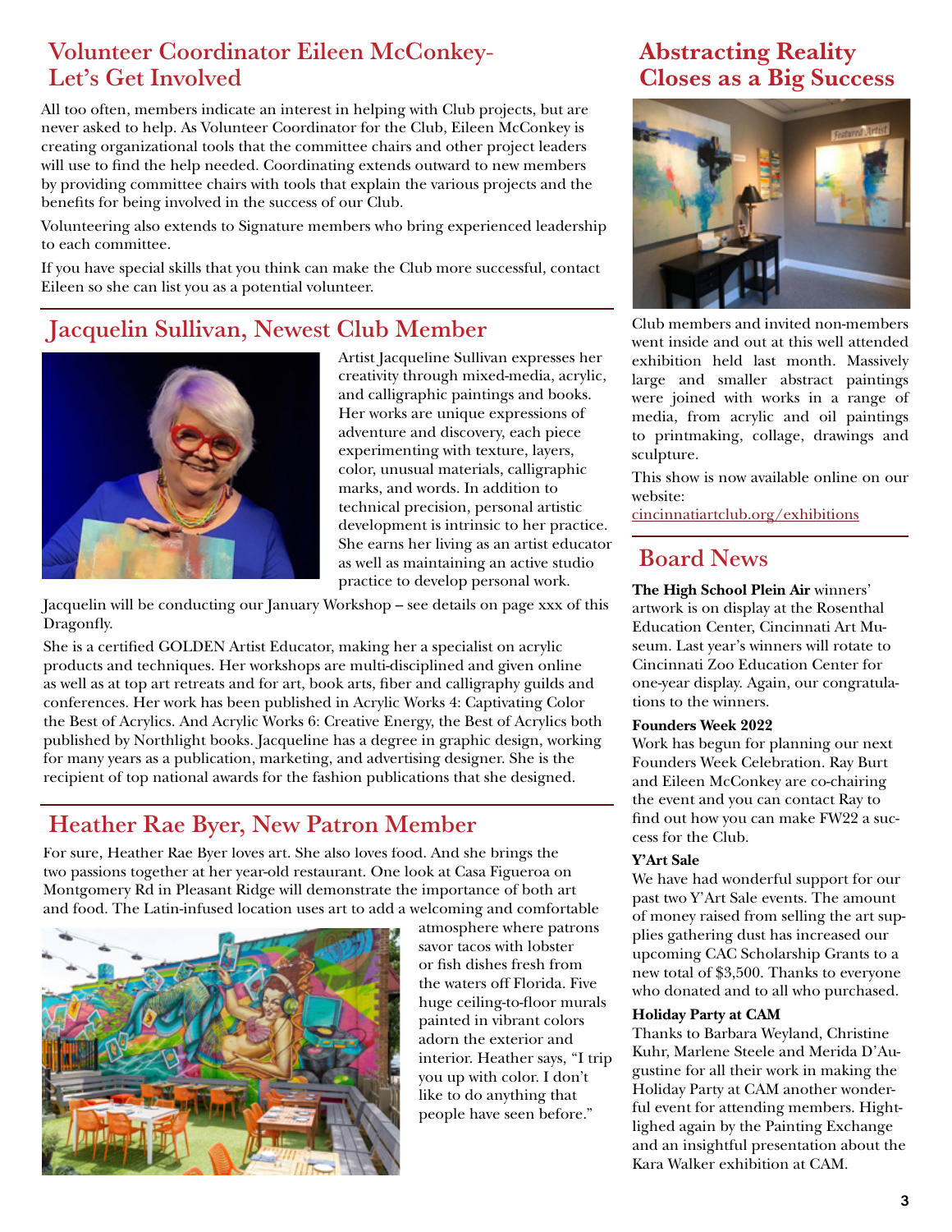## Volunteer Coordinator Eileen McConkey- Let's Get Involved

All too often, members indicate an interest in helping with Club projects, but are never asked to help. As Volunteer Coordinator for the Club, Eileen McConkey is creating organizational tools that the committee chairs and other project leaders will use to find the help needed. Coordinating extends outward to new members by providing committee chairs with tools that explain the various projects and the benefits for being involved in the success of our Club.

Volunteering also extends to Signature members who bring experienced leadership to each committee.

If you have special skills that you think can make the Club more successful, contact Eileen so she can list you as a potential volunteer.

## Jacquelin Sullivan, Newest Club Member

Artist Jacqueline Sullivan expresses her creativity through mixed-media, acrylic, and calligraphic paintings and books. Her works are unique expressions of adventure and discovery, each piece experimenting with texture, layers, color, unusual materials, calligraphic marks, and words. In addition to technical precision, personal artistic development is intrinsic to her practice. She earns her living as an artist educator as well as maintaining an active studio practice to develop personal work.

Jacquelin will be conducting our January Workshop – see details on page xxx of this Dragonfly.

She is a certified GOLDEN Artist Educator, making her a specialist on acrylic products and techniques. Her workshops are multi-disciplined and given online as well as at top art retreats and for art, book arts, fiber and calligraphy guilds and conferences. Her work has been published in Acrylic Works 4: Captivating Color the Best of Acrylics. And Acrylic Works 6: Creative Energy, the Best of Acrylics both published by Northlight books. Jacqueline has a degree in graphic design, working for many years as a publication, marketing, and advertising designer. She is the recipient of top national awards for the fashion publications that she designed.

## Heather Rae Byer, New Patron Member

For sure, Heather Rae Byer loves art. She also loves food. And she brings the two passions together at her year-old restaurant. One look at Casa Figueroa on Montgomery Rd in Pleasant Ridge will demonstrate the importance of both art and food. The Latin-infused location uses art to add a welcoming and comfortable atmosphere where patrons savor tacos with lobster or fish dishes fresh from the waters off Florida. Five huge ceiling-to-floor murals painted in vibrant colors adorn the exterior and interior. Heather says, "I trip you up with color. I don't like to do anything that people have seen before."

## Abstracting Reality Closes as a Big Success

Club members and invited non-members went inside and out at this well attended exhibition held last month. Massively large and smaller abstract paintings were joined with works in a range of media, from acrylic and oil paintings to printmaking, collage, drawings and sculpture.

This show is now available online on our website: cincinnatiartclub.org/exhibitions

## Board News

**The High School Plein Air** winners' artwork is on display at the Rosenthal Education Center, Cincinnati Art Museum. Last year's winners will rotate to Cincinnati Zoo Education Center for one-year display. Again, our congratulations to the winners.

**Founders Week 2022**

Work has begun for planning our next Founders Week Celebration. Ray Burt and Eileen McConkey are co-chairing the event and you can contact Ray to find out how you can make FW22 a success for the Club.

**Y'Art Sale**

We have had wonderful support for our past two Y'Art Sale events. The amount of money raised from selling the art supplies gathering dust has increased our upcoming CAC Scholarship Grants to a new total of $3,500. Thanks to everyone who donated and to all who purchased.

**Holiday Party at CAM**

Thanks to Barbara Weyland, Christine Kuhr, Marlene Steele and Merida D'Augustine for all their work in making the Holiday Party at CAM another wonderful event for attending members. Hightlighed again by the Painting Exchange and an insightful presentation about the Kara Walker exhibition at CAM.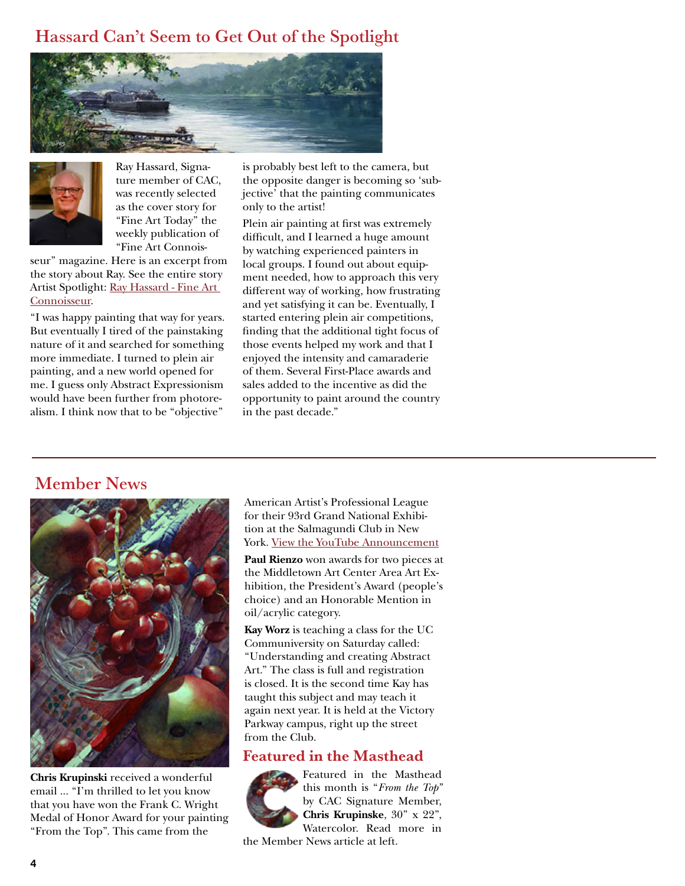## Hassard Can't Seem to Get Out of the Spotlight

Ray Hassard, Signature member of CAC, was recently selected as the cover story for "Fine Art Today" the weekly publication of "Fine Art Connoisseur" magazine. Here is an excerpt from the story about Ray. See the entire story Artist Spotlight: Ray Hassard - Fine Art Connoisseur.

"I was happy painting that way for years. But eventually I tired of the painstaking nature of it and searched for something more immediate. I turned to plein air painting, and a new world opened for me. I guess only Abstract Expressionism would have been further from photorealism. I think now that to be "objective" is probably best left to the camera, but the opposite danger is becoming so 'subjective' that the painting communicates only to the artist!

Plein air painting at first was extremely difficult, and I learned a huge amount by watching experienced painters in local groups. I found out about equipment needed, how to approach this very different way of working, how frustrating and yet satisfying it can be. Eventually, I started entering plein air competitions, finding that the additional tight focus of those events helped my work and that I enjoyed the intensity and camaraderie of them. Several First-Place awards and sales added to the incentive as did the opportunity to paint around the country in the past decade."

---

## Member News

**Chris Krupinski** received a wonderful email ... "I'm thrilled to let you know that you have won the Frank C. Wright Medal of Honor Award for your painting "From the Top". This came from the American Artist's Professional League for their 93rd Grand National Exhibition at the Salmagundi Club in New York. View the YouTube Announcement

**Paul Rienzo** won awards for two pieces at the Middletown Art Center Area Art Exhibition, the President's Award (people's choice) and an Honorable Mention in oil/acrylic category.

**Kay Worz** is teaching a class for the UC Communiversity on Saturday called: "Understanding and creating Abstract Art." The class is full and registration is closed. It is the second time Kay has taught this subject and may teach it again next year. It is held at the Victory Parkway campus, right up the street from the Club.

## Featured in the Masthead

Featured in the Masthead this month is "*From the Top*" by CAC Signature Member, **Chris Krupinske**, 30" x 22", Watercolor. Read more in the Member News article at left.